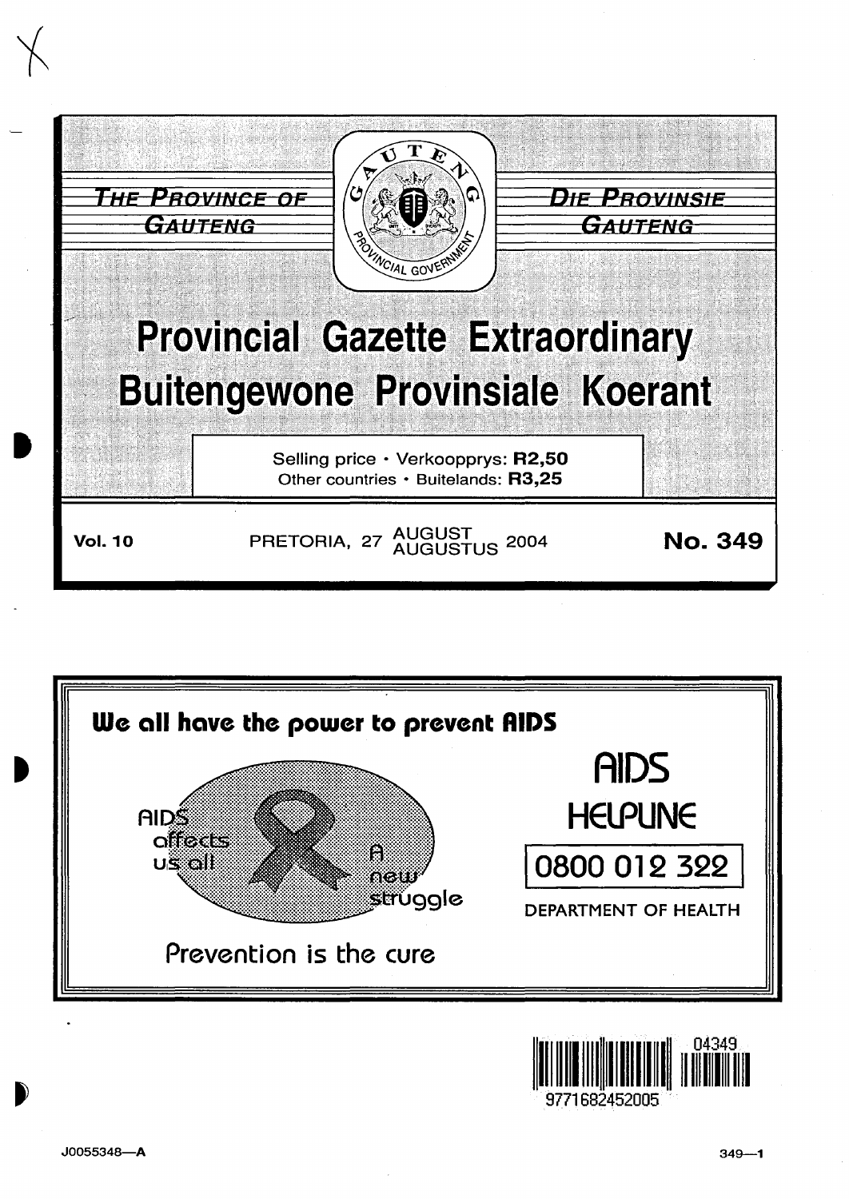THE PROVINCE OF GAUTENG

DIE PROVINSIE GAUTENG

# Provincial Gazette Extraordinary
# Buitengewone Provinsiale Koerant

Selling price • Verkoopprys: **R2,50**
Other countries • Buitelands: **R3,25**

**Vol. 10** PRETORIA, 27 AUGUST AUGUSTUS 2004 **No. 349**

**We all have the power to prevent AIDS**

AIDS affects us all

A new struggle

Prevention is the cure

AIDS HELPLINE

0800 012 322

DEPARTMENT OF HEALTH

J0055348—A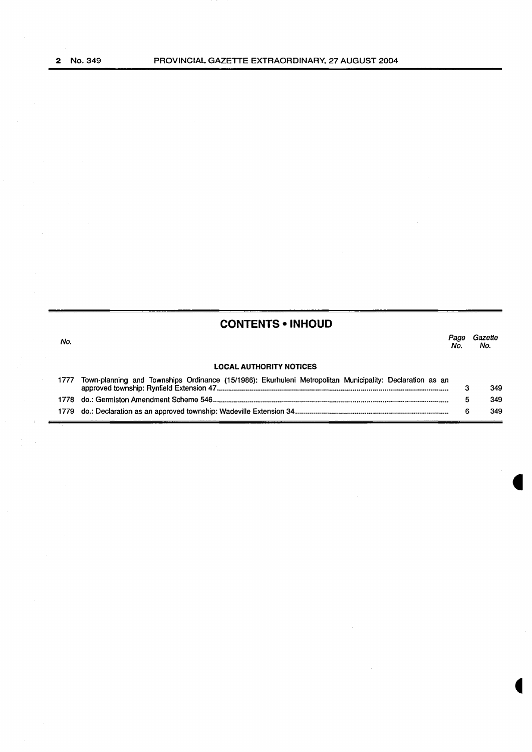## CONTENTS • INHOUD

| No. | | Page No. | Gazette No. |
|---|---|---|---|
| | **LOCAL AUTHORITY NOTICES** | | |
| 1777 | Town-planning and Townships Ordinance (15/1986): Ekurhuleni Metropolitan Municipality: Declaration as an approved township: Rynfield Extension 47 | 3 | 349 |
| 1778 | do.: Germiston Amendment Scheme 546 | 5 | 349 |
| 1779 | do.: Declaration as an approved township: Wadeville Extension 34 | 6 | 349 |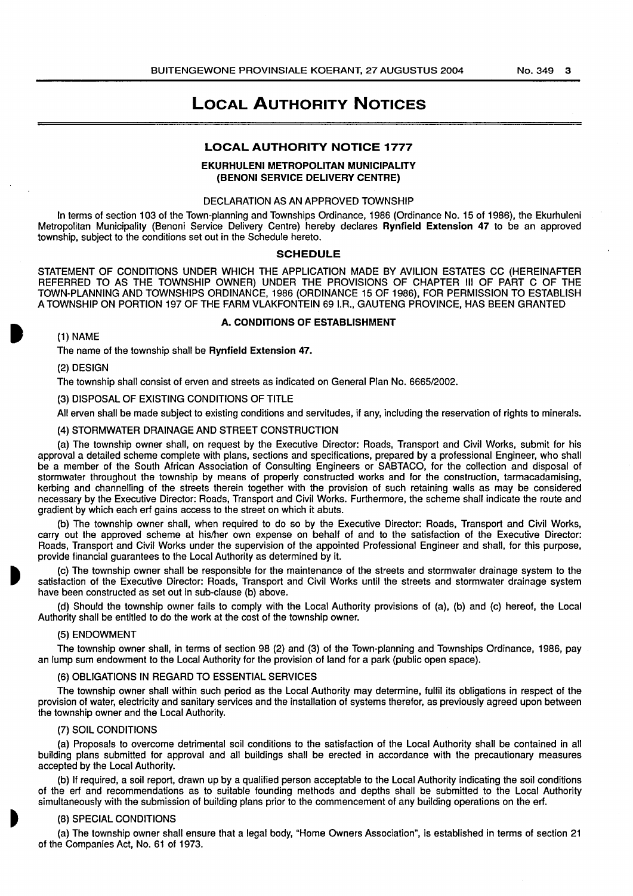# LOCAL AUTHORITY NOTICES

## LOCAL AUTHORITY NOTICE 1777

### EKURHULENI METROPOLITAN MUNICIPALITY (BENONI SERVICE DELIVERY CENTRE)

DECLARATION AS AN APPROVED TOWNSHIP

In terms of section 103 of the Town-planning and Townships Ordinance, 1986 (Ordinance No. 15 of 1986), the Ekurhuleni Metropolitan Municipality (Benoni Service Delivery Centre) hereby declares **Rynfield Extension 47** to be an approved township, subject to the conditions set out in the Schedule hereto.

### SCHEDULE

STATEMENT OF CONDITIONS UNDER WHICH THE APPLICATION MADE BY AVILION ESTATES CC (HEREINAFTER REFERRED TO AS THE TOWNSHIP OWNER) UNDER THE PROVISIONS OF CHAPTER III OF PART C OF THE TOWN-PLANNING AND TOWNSHIPS ORDINANCE, 1986 (ORDINANCE 15 OF 1986), FOR PERMISSION TO ESTABLISH A TOWNSHIP ON PORTION 197 OF THE FARM VLAKFONTEIN 69 I.R., GAUTENG PROVINCE, HAS BEEN GRANTED

#### A. CONDITIONS OF ESTABLISHMENT

(1) NAME

The name of the township shall be **Rynfield Extension 47.**

(2) DESIGN

The township shall consist of erven and streets as indicated on General Plan No. 6665/2002.

(3) DISPOSAL OF EXISTING CONDITIONS OF TITLE

All erven shall be made subject to existing conditions and servitudes, if any, including the reservation of rights to minerals.

(4) STORMWATER DRAINAGE AND STREET CONSTRUCTION

(a) The township owner shall, on request by the Executive Director: Roads, Transport and Civil Works, submit for his approval a detailed scheme complete with plans, sections and specifications, prepared by a professional Engineer, who shall be a member of the South African Association of Consulting Engineers or SABTACO, for the collection and disposal of stormwater throughout the township by means of properly constructed works and for the construction, tarmacadamising, kerbing and channelling of the streets therein together with the provision of such retaining walls as may be considered necessary by the Executive Director: Roads, Transport and Civil Works. Furthermore, the scheme shall indicate the route and gradient by which each erf gains access to the street on which it abuts.

(b) The township owner shall, when required to do so by the Executive Director: Roads, Transport and Civil Works, carry out the approved scheme at his/her own expense on behalf of and to the satisfaction of the Executive Director: Roads, Transport and Civil Works under the supervision of the appointed Professional Engineer and shall, for this purpose, provide financial guarantees to the Local Authority as determined by it.

(c) The township owner shall be responsible for the maintenance of the streets and stormwater drainage system to the satisfaction of the Executive Director: Roads, Transport and Civil Works until the streets and stormwater drainage system have been constructed as set out in sub-clause (b) above.

(d) Should the township owner fails to comply with the Local Authority provisions of (a), (b) and (c) hereof, the Local Authority shall be entitled to do the work at the cost of the township owner.

(5) ENDOWMENT

The township owner shall, in terms of section 98 (2) and (3) of the Town-planning and Townships Ordinance, 1986, pay an lump sum endowment to the Local Authority for the provision of land for a park (public open space).

(6) OBLIGATIONS IN REGARD TO ESSENTIAL SERVICES

The township owner shall within such period as the Local Authority may determine, fulfil its obligations in respect of the provision of water, electricity and sanitary services and the installation of systems therefor, as previously agreed upon between the township owner and the Local Authority.

(7) SOIL CONDITIONS

(a) Proposals to overcome detrimental soil conditions to the satisfaction of the Local Authority shall be contained in all building plans submitted for approval and all buildings shall be erected in accordance with the precautionary measures accepted by the Local Authority.

(b) If required, a soil report, drawn up by a qualified person acceptable to the Local Authority indicating the soil conditions of the erf and recommendations as to suitable founding methods and depths shall be submitted to the Local Authority simultaneously with the submission of building plans prior to the commencement of any building operations on the erf.

(8) SPECIAL CONDITIONS

(a) The township owner shall ensure that a legal body, "Home Owners Association", is established in terms of section 21 of the Companies Act, No. 61 of 1973.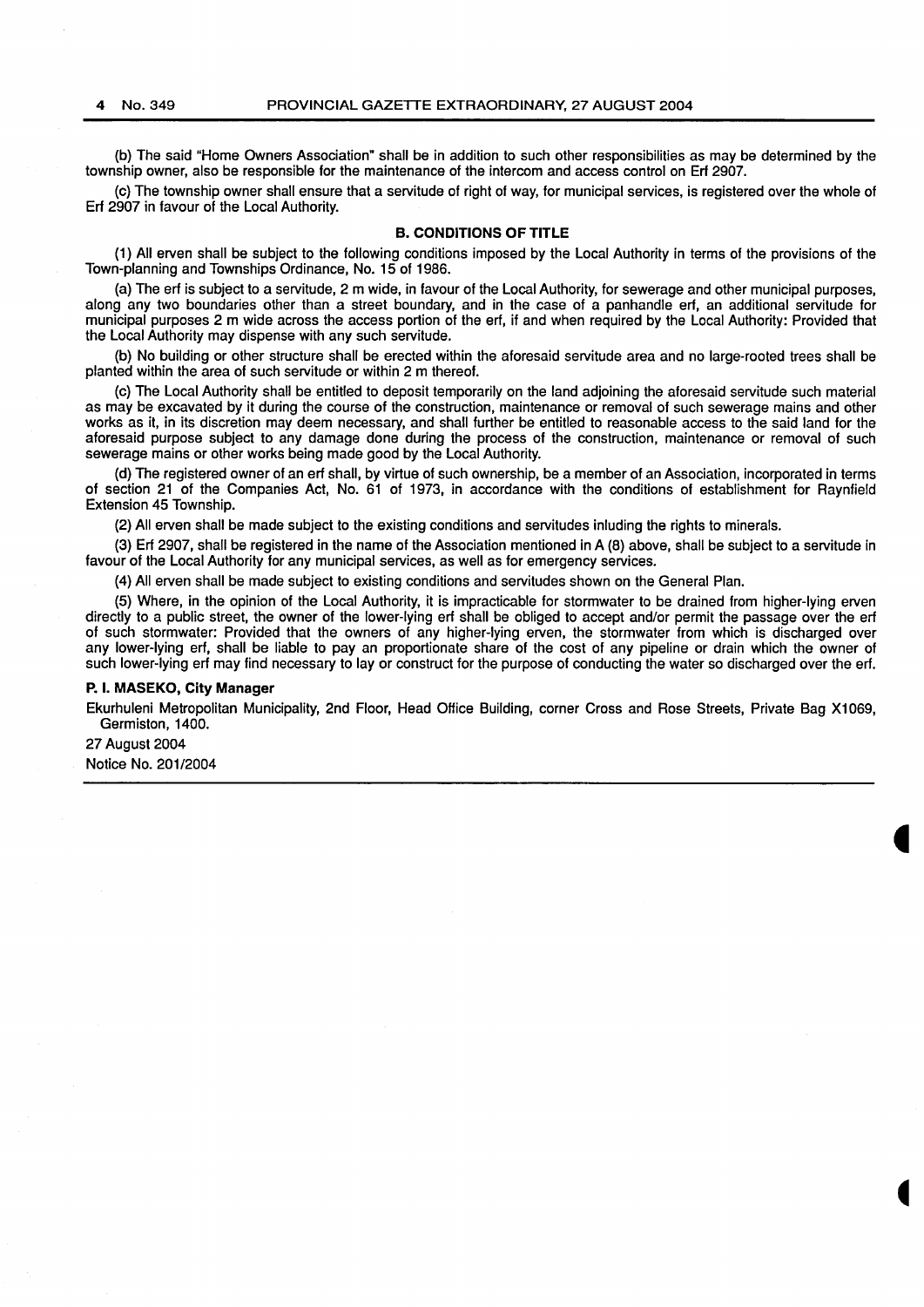(b) The said "Home Owners Association" shall be in addition to such other responsibilities as may be determined by the township owner, also be responsible for the maintenance of the intercom and access control on Erf 2907.

(c) The township owner shall ensure that a servitude of right of way, for municipal services, is registered over the whole of Erf 2907 in favour of the Local Authority.

### B. CONDITIONS OF TITLE

(1) All erven shall be subject to the following conditions imposed by the Local Authority in terms of the provisions of the Town-planning and Townships Ordinance, No. 15 of 1986.

(a) The erf is subject to a servitude, 2 m wide, in favour of the Local Authority, for sewerage and other municipal purposes, along any two boundaries other than a street boundary, and in the case of a panhandle erf, an additional servitude for municipal purposes 2 m wide across the access portion of the erf, if and when required by the Local Authority: Provided that the Local Authority may dispense with any such servitude.

(b) No building or other structure shall be erected within the aforesaid servitude area and no large-rooted trees shall be planted within the area of such servitude or within 2 m thereof.

(c) The Local Authority shall be entitled to deposit temporarily on the land adjoining the aforesaid servitude such material as may be excavated by it during the course of the construction, maintenance or removal of such sewerage mains and other works as it, in its discretion may deem necessary, and shall further be entitled to reasonable access to the said land for the aforesaid purpose subject to any damage done during the process of the construction, maintenance or removal of such sewerage mains or other works being made good by the Local Authority.

(d) The registered owner of an erf shall, by virtue of such ownership, be a member of an Association, incorporated in terms of section 21 of the Companies Act, No. 61 of 1973, in accordance with the conditions of establishment for Raynfield Extension 45 Township.

(2) All erven shall be made subject to the existing conditions and servitudes inluding the rights to minerals.

(3) Erf 2907, shall be registered in the name of the Association mentioned in A (8) above, shall be subject to a servitude in favour of the Local Authority for any municipal services, as well as for emergency services.

(4) All erven shall be made subject to existing conditions and servitudes shown on the General Plan.

(5) Where, in the opinion of the Local Authority, it is impracticable for stormwater to be drained from higher-lying erven directly to a public street, the owner of the lower-lying erf shall be obliged to accept and/or permit the passage over the erf of such stormwater: Provided that the owners of any higher-lying erven, the stormwater from which is discharged over any lower-lying erf, shall be liable to pay an proportionate share of the cost of any pipeline or drain which the owner of such lower-lying erf may find necessary to lay or construct for the purpose of conducting the water so discharged over the erf.

**P. I. MASEKO, City Manager**

Ekurhuleni Metropolitan Municipality, 2nd Floor, Head Office Building, corner Cross and Rose Streets, Private Bag X1069, Germiston, 1400.

27 August 2004

Notice No. 201/2004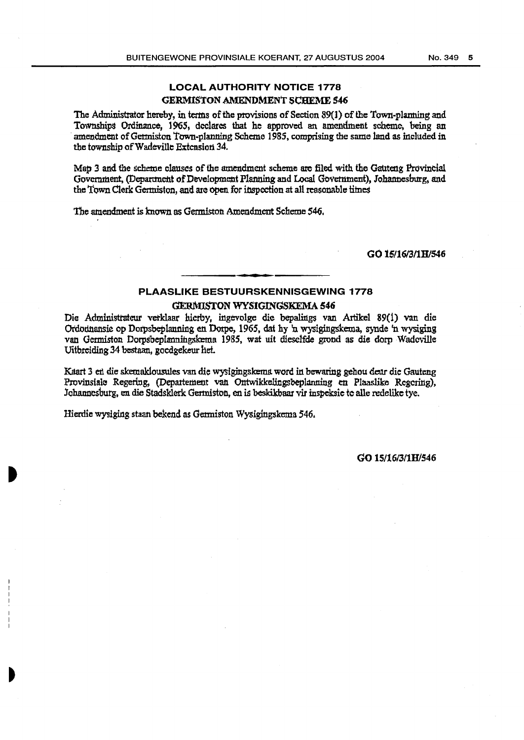## LOCAL AUTHORITY NOTICE 1778

### GERMISTON AMENDMENT SCHEME 546

The Administrator hereby, in terms of the provisions of Section 89(1) of the Town-planning and Townships Ordinance, 1965, declares that he approved an amendment scheme, being an amendment of Germiston Town-planning Scheme 1985, comprising the same land as included in the township of Wadeville Extension 34.

Map 3 and the scheme clauses of the amendment scheme are filed with the Gauteng Provincial Government, (Department of Development Planning and Local Government), Johannesburg, and the Town Clerk Germiston, and are open for inspection at all reasonable times

The amendment is known as Germiston Amendment Scheme 546.

**GO 15/16/3/1H/546**

---

## PLAASLIKE BESTUURSKENNISGEWING 1778

### GERMISTON WYSIGINGSKEMA 546

Die Administrateur verklaar hierby, ingevolge die bepalings van Artikel 89(1) van die Ordonnansie op Dorpsbeplanning en Dorpe, 1965, dat hy 'n wysigingskema, synde 'n wysiging van Germiston Dorpsbeplanningskema 1985, wat uit dieselfde grond as die dorp Wadeville Uitbreiding 34 bestaan, goedgekeur het.

Kaart 3 en die skemaklousules van die wysigingskema word in bewaring gehou deur die Gauteng Provinsiale Regering, (Departement van Ontwikkelingsbeplanning en Plaaslike Regering), Johannesburg, en die Stadsklerk Germiston, en is beskikbaar vir inspeksie te alle redelike tye.

Hierdie wysiging staan bekend as Germiston Wysigingskema 546.

**GO 15/16/3/1H/546**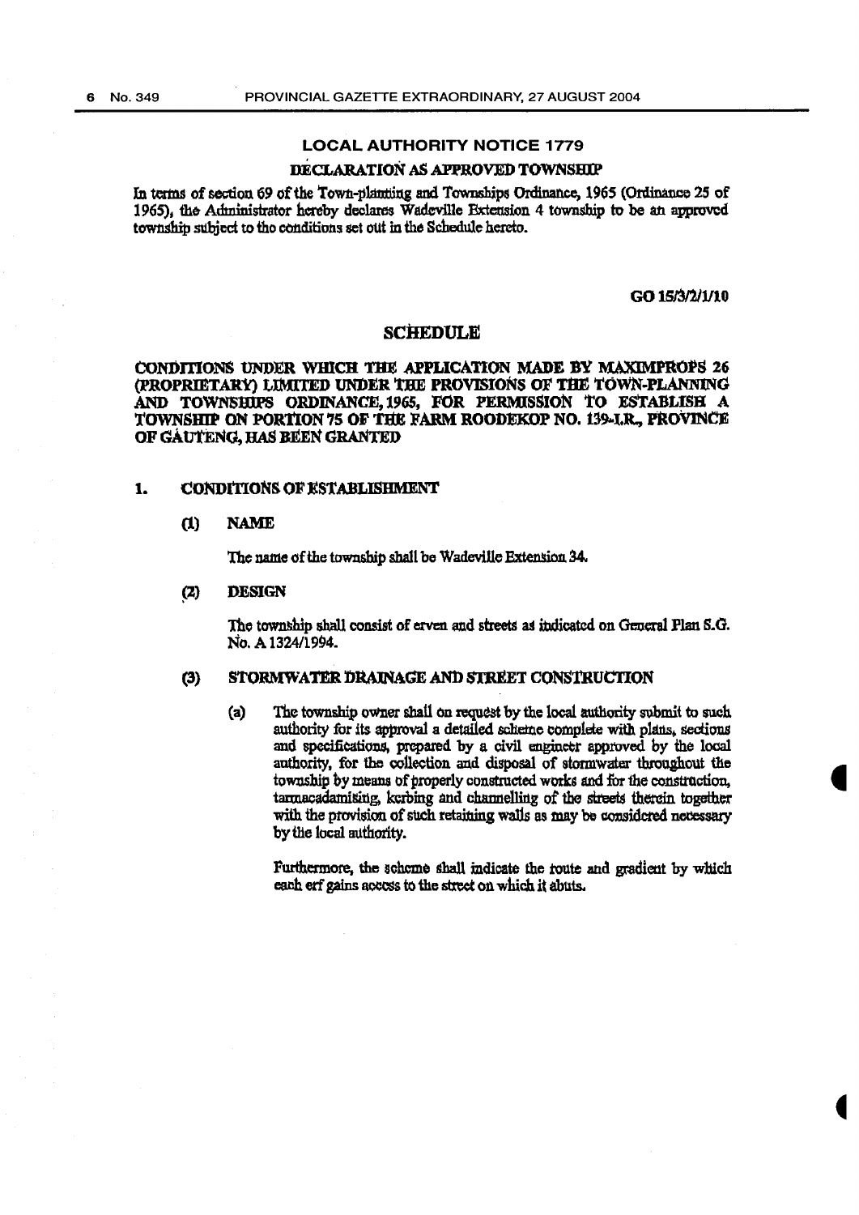## LOCAL AUTHORITY NOTICE 1779

### DECLARATION AS APPROVED TOWNSHIP

In terms of section 69 of the Town-planning and Townships Ordinance, 1965 (Ordinance 25 of 1965), the Administrator hereby declares Wadeville Extension 4 township to be an approved township subject to the conditions set out in the Schedule hereto.

GO 15/3/2/1/10

### SCHEDULE

**CONDITIONS UNDER WHICH THE APPLICATION MADE BY MAXIMPROPS 26 (PROPRIETARY) LIMITED UNDER THE PROVISIONS OF THE TOWN-PLANNING AND TOWNSHIPS ORDINANCE, 1965, FOR PERMISSION TO ESTABLISH A TOWNSHIP ON PORTION 75 OF THE FARM ROODEKOP NO. 139-I.R., PROVINCE OF GAUTENG, HAS BEEN GRANTED**

**1. CONDITIONS OF ESTABLISHMENT**

**(1) NAME**

The name of the township shall be Wadeville Extension 34.

**(2) DESIGN**

The township shall consist of erven and streets as indicated on General Plan S.G. No. A 1324/1994.

**(3) STORMWATER DRAINAGE AND STREET CONSTRUCTION**

(a) The township owner shall on request by the local authority submit to such authority for its approval a detailed scheme complete with plans, sections and specifications, prepared by a civil engineer approved by the local authority, for the collection and disposal of stormwater throughout the township by means of properly constructed works and for the construction, tarmacadamising, kerbing and channelling of the streets therein together with the provision of such retaining walls as may be considered necessary by the local authority.

Furthermore, the scheme shall indicate the route and gradient by which each erf gains access to the street on which it abuts.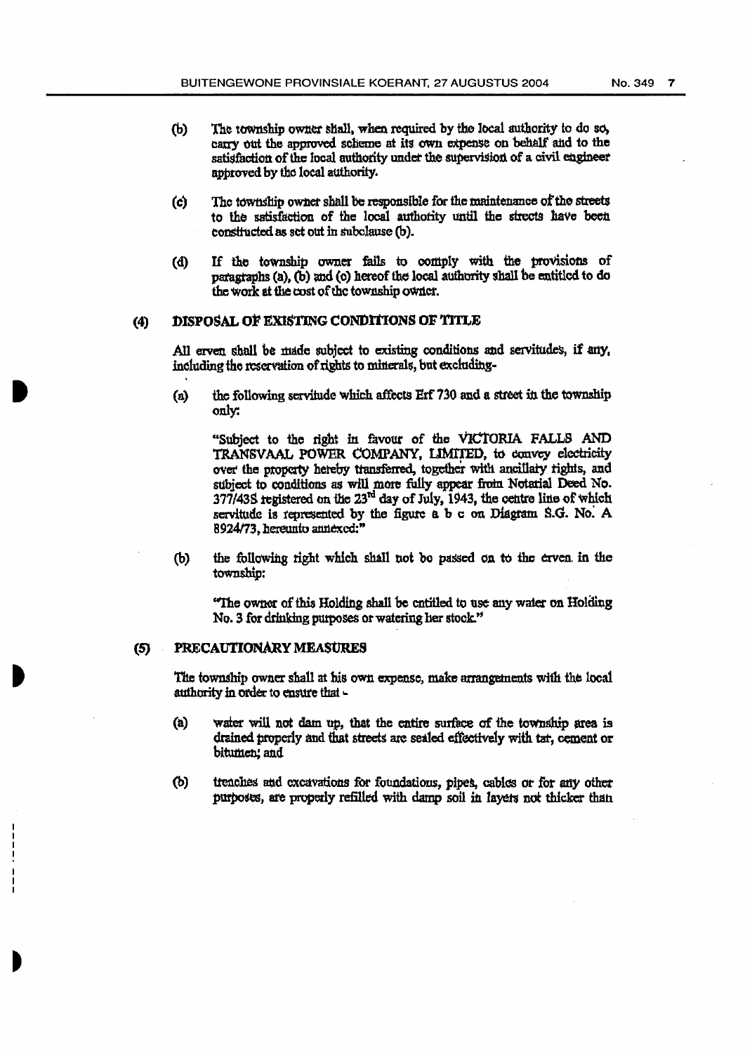(b) The township owner shall, when required by the local authority to do so, carry out the approved scheme at its own expense on behalf and to the satisfaction of the local authority under the supervision of a civil engineer approved by the local authority.

(c) The township owner shall be responsible for the maintenance of the streets to the satisfaction of the local authority until the streets have been constructed as set out in subclause (b).

(d) If the township owner fails to comply with the provisions of paragraphs (a), (b) and (c) hereof the local authority shall be entitled to do the work at the cost of the township owner.

**(4) DISPOSAL OF EXISTING CONDITIONS OF TITLE**

All erven shall be made subject to existing conditions and servitudes, if any, including the reservation of rights to minerals, but excluding-

(a) the following servitude which affects Erf 730 and a street in the township only:

"Subject to the right in favour of the VICTORIA FALLS AND TRANSVAAL POWER COMPANY, LIMITED, to convey electricity over the property hereby transferred, together with ancillary rights, and subject to conditions as will more fully appear from Notarial Deed No. 377/43S registered on the 23rd day of July, 1943, the centre line of which servitude is represented by the figure a b c on Diagram S.G. No. A 8924/73, hereunto annexed:"

(b) the following right which shall not be passed on to the erven in the township:

"The owner of this Holding shall be entitled to use any water on Holding No. 3 for drinking purposes or watering her stock."

**(5) PRECAUTIONARY MEASURES**

The township owner shall at his own expense, make arrangements with the local authority in order to ensure that -

(a) water will not dam up, that the entire surface of the township area is drained properly and that streets are sealed effectively with tar, cement or bitumen; and

(b) trenches and excavations for foundations, pipes, cables or for any other purposes, are properly refilled with damp soil in layers not thicker than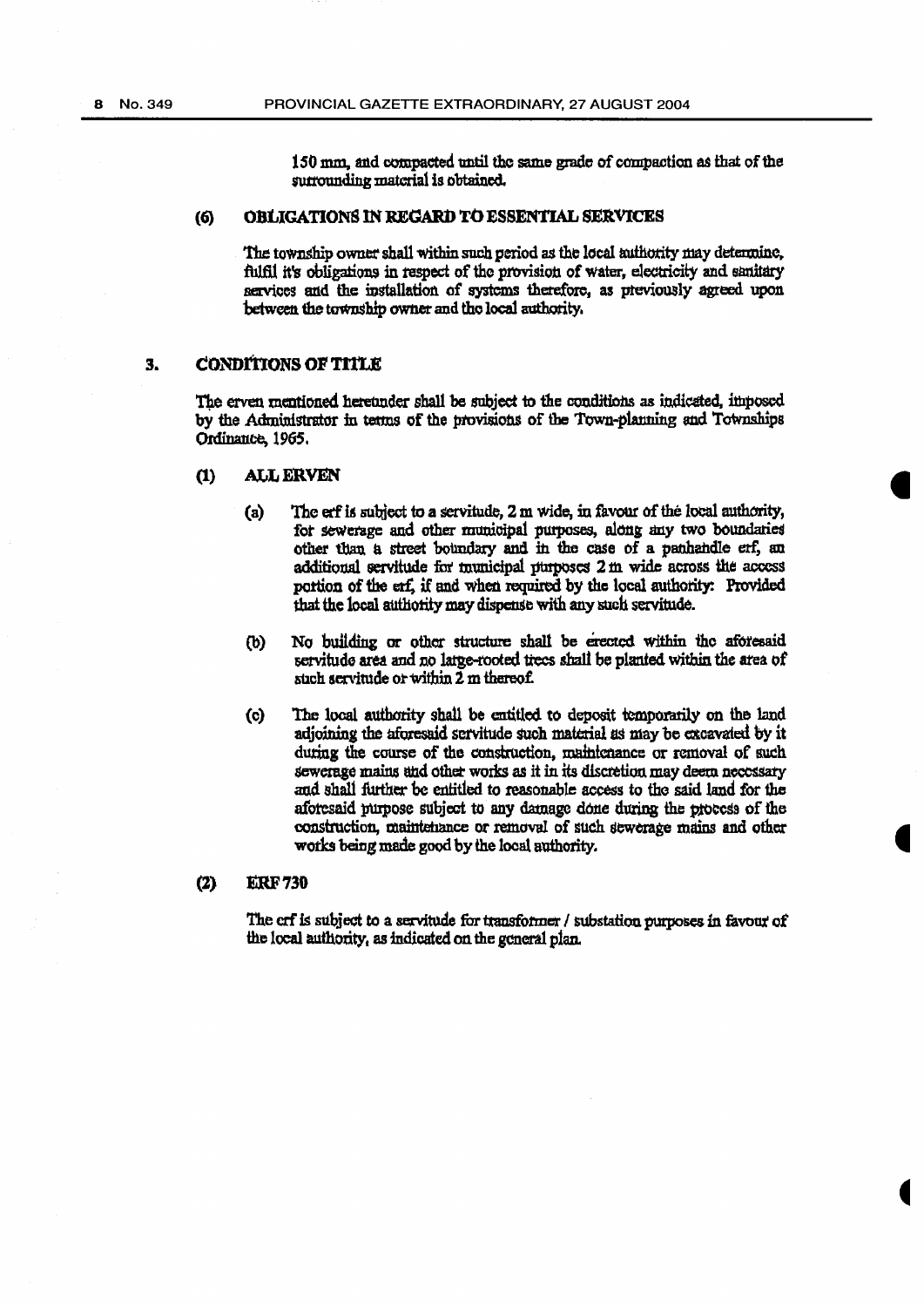150 mm, and compacted until the same grade of compaction as that of the surrounding material is obtained.

### (6) OBLIGATIONS IN REGARD TO ESSENTIAL SERVICES

The township owner shall within such period as the local authority may determine, fulfil it's obligations in respect of the provision of water, electricity and sanitary services and the installation of systems therefore, as previously agreed upon between the township owner and the local authority.

## 3. CONDITIONS OF TITLE

The erven mentioned hereunder shall be subject to the conditions as indicated, imposed by the Administrator in terms of the provisions of the Town-planning and Townships Ordinance, 1965.

### (1) ALL ERVEN

(a) The erf is subject to a servitude, 2 m wide, in favour of the local authority, for sewerage and other municipal purposes, along any two boundaries other than a street boundary and in the case of a panhandle erf, an additional servitude for municipal purposes 2 m wide across the access portion of the erf, if and when required by the local authority: Provided that the local authority may dispense with any such servitude.

(b) No building or other structure shall be erected within the aforesaid servitude area and no large-rooted trees shall be planted within the area of such servitude or within 2 m thereof.

(c) The local authority shall be entitled to deposit temporarily on the land adjoining the aforesaid servitude such material as may be excavated by it during the course of the construction, maintenance or removal of such sewerage mains and other works as it in its discretion may deem necessary and shall further be entitled to reasonable access to the said land for the aforesaid purpose subject to any damage done during the process of the construction, maintenance or removal of such sewerage mains and other works being made good by the local authority.

### (2) ERF 730

The erf is subject to a servitude for transformer / substation purposes in favour of the local authority, as indicated on the general plan.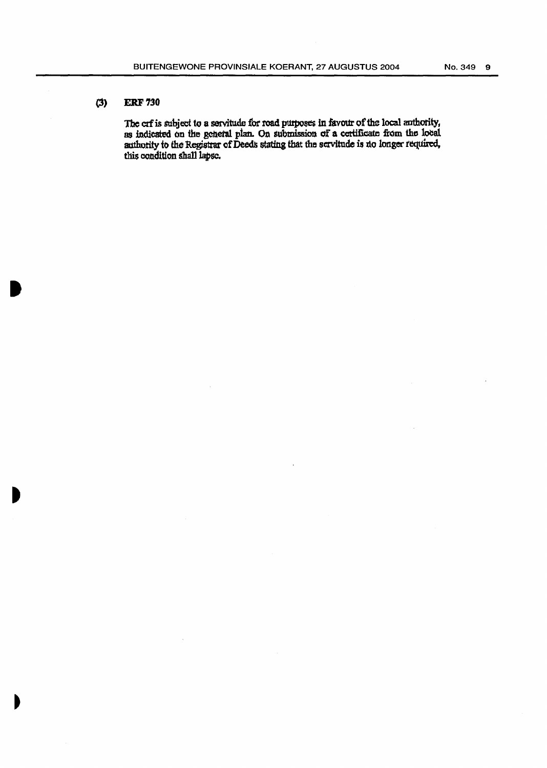**(3) ERF 730**

The erf is subject to a servitude for road purposes in favour of the local authority, as indicated on the general plan. On submission of a certificate from the local authority to the Registrar of Deeds stating that the servitude is no longer required, this condition shall lapse.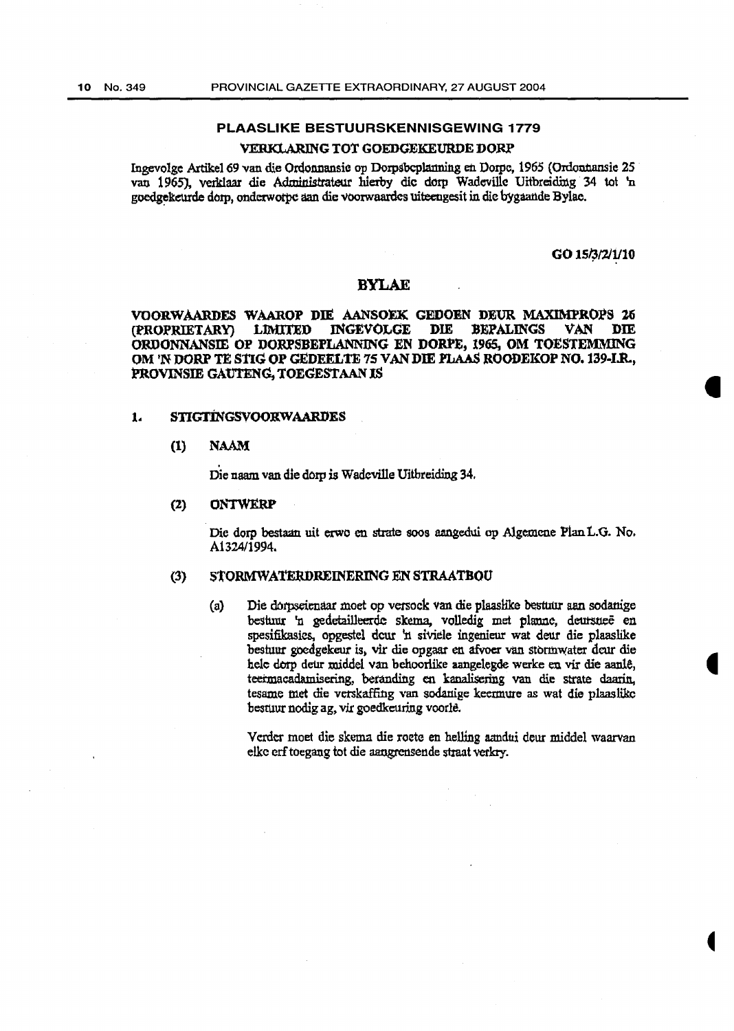## PLAASLIKE BESTUURSKENNISGEWING 1779

### VERKLARING TOT GOEDGEKEURDE DORP

Ingevolge Artikel 69 van die Ordonnansie op Dorpsbeplanning en Dorpe, 1965 (Ordonnansie 25 van 1965), verklaar die Administrateur hierby die dorp Wadeville Uitbreiding 34 tot 'n goedgekeurde dorp, onderworpe aan die voorwaardes uiteengesit in die bygaande Bylae.

**GO 15/3/2/1/10**

## BYLAE

**VOORWAARDES WAAROP DIE AANSOEK GEDOEN DEUR MAXIMPROPS 26 (PROPRIETARY) LIMITED INGEVOLGE DIE BEPALINGS VAN DIE ORDONNANSIE OP DORPSBEPLANNING EN DORPE, 1965, OM TOESTEMMING OM 'N DORP TE STIG OP GEDEELTE 75 VAN DIE PLAAS ROODEKOP NO. 139-I.R., PROVINSIE GAUTENG, TOEGESTAAN IS**

**1. STIGTINGSVOORWAARDES**

**(1) NAAM**

Die naam van die dorp is Wadeville Uitbreiding 34.

**(2) ONTWERP**

Die dorp bestaan uit erwe en strate soos aangedui op Algemene Plan L.G. No. A1324/1994.

**(3) STORMWATERDREINERING EN STRAATBOU**

(a) Die dorpseienaar moet op versoek van die plaaslike bestuur aan sodanige bestuur 'n gedetailleerde skema, volledig met planne, deursneë en spesifikasies, opgestel deur 'n siviele ingenieur wat deur die plaaslike bestuur goedgekeur is, vir die opgaar en afvoer van stormwater deur die hele dorp deur middel van behoorlike aangelegde werke en vir die aanlê, teermacadamisering, beranding en kanalisering van die strate daarin, tesame met die verskaffing van sodanige keermure as wat die plaaslike bestuur nodig ag, vir goedkeuring voorlê.

Verder moet die skema die roete en helling aandui deur middel waarvan elke erf toegang tot die aangrensende straat verkry.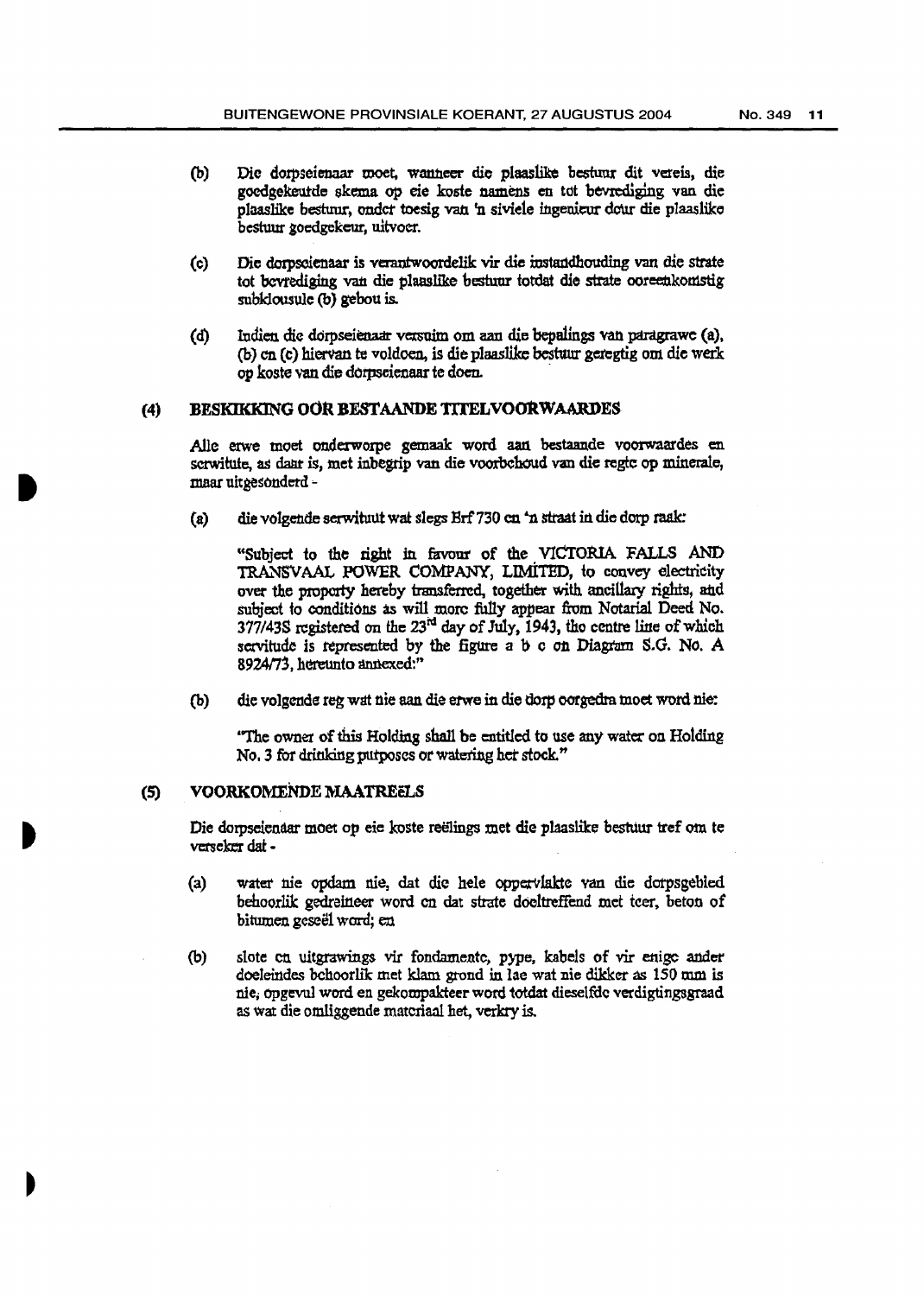(b) Die dorpseienaar moet, wanneer die plaaslike bestuur dit vereis, die goedgekeurde skema op eie koste namens en tot bevrediging van die plaaslike bestuur, onder toesig van 'n siviele ingenieur deur die plaaslike bestuur goedgekeur, uitvoer.

(c) Die dorpseienaar is verantwoordelik vir die instandhouding van die strate tot bevrediging van die plaaslike bestuur totdat die strate ooreenkomstig subklousule (b) gebou is.

(d) Indien die dorpseienaar versuim om aan die bepalings van paragrawe (a), (b) en (c) hiervan te voldoen, is die plaaslike bestuur geregtig om die werk op koste van die dorpseienaar te doen.

## (4) BESKIKKING OOR BESTAANDE TITELVOORWAARDES

Alle erwe moet onderworpe gemaak word aan bestaande voorwaardes en serwitute, as daar is, met inbegrip van die voorbehoud van die regte op minerale, maar uitgesonderd -

(a) die volgende serwituut wat slegs Erf 730 en 'n straat in die dorp raak:

"Subject to the right in favour of the VICTORIA FALLS AND TRANSVAAL POWER COMPANY, LIMITED, to convey electricity over the property hereby transferred, together with ancillary rights, and subject to conditions as will more fully appear from Notarial Deed No. 377/43S registered on the 23rd day of July, 1943, the centre line of which servitude is represented by the figure a b c on Diagram S.G. No. A 8924/73, hereunto annexed:"

(b) die volgende reg wat nie aan die erwe in die dorp oorgedra moet word nie:

"The owner of this Holding shall be entitled to use any water on Holding No. 3 for drinking purposes or watering her stock."

## (5) VOORKOMENDE MAATREËLS

Die dorpseienaar moet op eie koste reëlings met die plaaslike bestuur tref om te verseker dat -

(a) water nie opdam nie, dat die hele oppervlakte van die dorpsgebied behoorlik gedreineer word en dat strate doeltreffend met teer, beton of bitumen geseël word; en

(b) slote en uitgrawings vir fondamente, pype, kabels of vir enige ander doeleindes behoorlik met klam grond in lae wat nie dikker as 150 mm is nie, opgevul word en gekompakteer word totdat dieselfde verdigtingsgraad as wat die omliggende materiaal het, verkry is.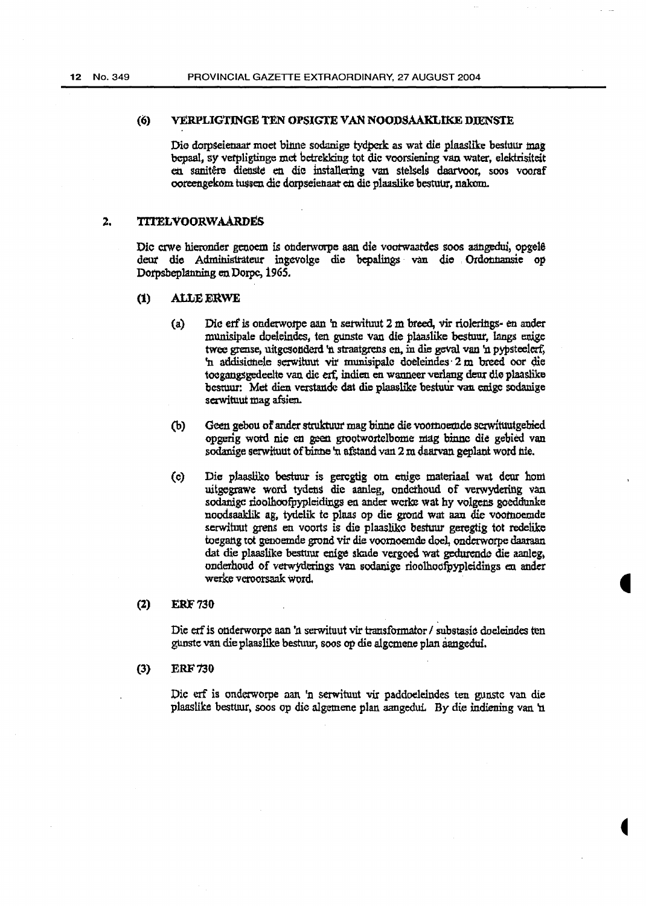### (6) VERPLIGTINGE TEN OPSIGTE VAN NOODSAAKLIKE DIENSTE

Die dorpseienaar moet binne sodanige tydperk as wat die plaaslike bestuur mag bepaal, sy verpligtinge met betrekking tot die voorsiening van water, elektrisiteit en sanitêre dienste en die installering van stelsels daarvoor, soos vooraf ooreengekom tussen die dorpseienaar en die plaaslike bestuur, nakom.

## 2. TITELVOORWAARDES

Die erwe hieronder genoem is onderworpe aan die voorwaardes soos aangedui, opgelê deur die Administrateur ingevolge die bepalings van die Ordonnansie op Dorpsbeplanning en Dorpe, 1965.

### (1) ALLE ERWE

(a) Die erf is onderworpe aan 'n serwituut 2 m breed, vir riolerings- en ander munisipale doeleindes, ten gunste van die plaaslike bestuur, langs enige twee grense, uitgesonderd 'n straatgrens en, in die geval van 'n pypsteelerf, 'n addisionele serwituut vir munisipale doeleindes 2 m breed oor die toegangsgedeelte van die erf, indien en wanneer verlang deur die plaaslike bestuur: Met dien verstande dat die plaaslike bestuur van enige sodanige serwituut mag afsien.

(b) Geen gebou of ander struktuur mag binne die voornoemde serwituutgebied opgerig word nie en geen grootwortelbome mag binne die gebied van sodanige serwituut of binne 'n afstand van 2 m daarvan geplant word nie.

(c) Die plaaslike bestuur is geregtig om enige materiaal wat deur hom uitgegrawe word tydens die aanleg, onderhoud of verwydering van sodanige rioolhoofpypleidings en ander werke wat hy volgens goeddunke noodsaaklik ag, tydelik te plaas op die grond wat aan die voornoemde serwituut grens en voorts is die plaaslike bestuur geregtig tot redelike toegang tot genoemde grond vir die voornoemde doel, onderworpe daaraan dat die plaaslike bestuur enige skade vergoed wat gedurende die aanleg, onderhoud of verwyderings van sodanige rioolhoofpypleidings en ander werke veroorsaak word.

### (2) ERF 730

Die erf is onderworpe aan 'n serwituut vir transformator / substasie doeleindes ten gunste van die plaaslike bestuur, soos op die algemene plan aangedui.

### (3) ERF 730

Die erf is onderworpe aan 'n serwituut vir paddoeleindes ten gunste van die plaaslike bestuur, soos op die algemene plan aangedui. By die indiening van 'n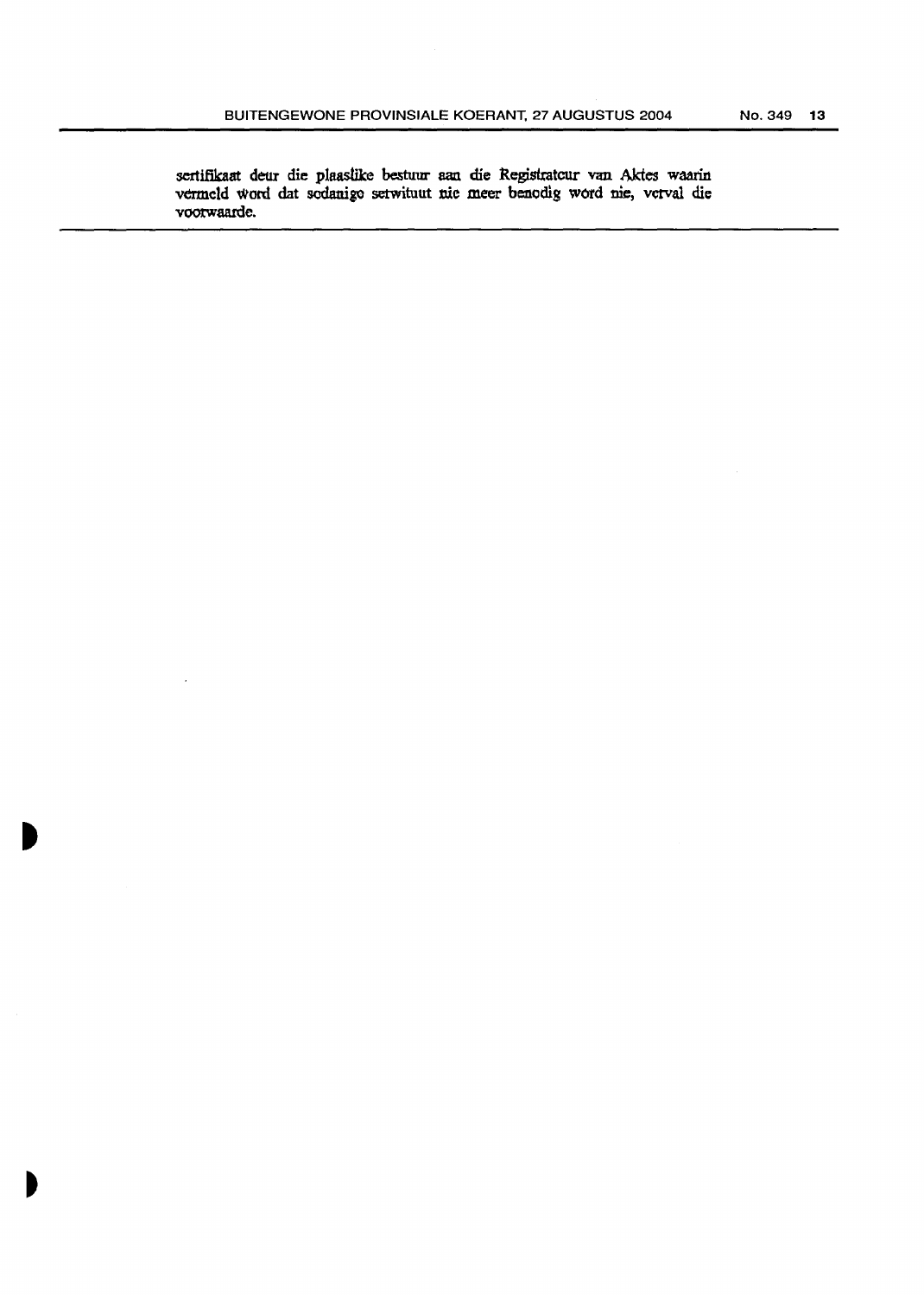sertifikaat deur die plaaslike bestuur aan die Registrateur van Aktes waarin vermeld word dat sodanige serwituut nie meer benodig word nie, verval die voorwaarde.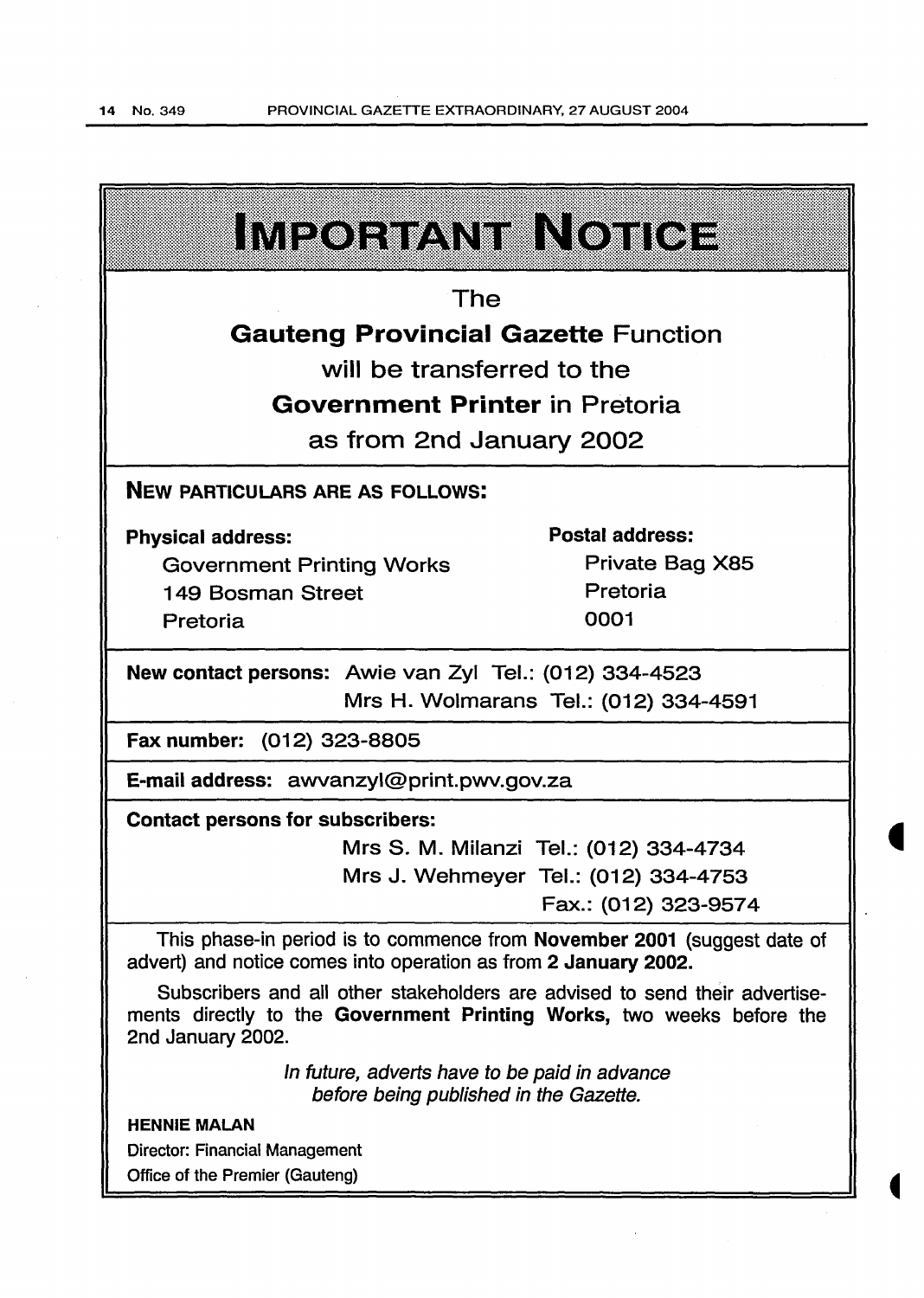# IMPORTANT NOTICE

The

**Gauteng Provincial Gazette** Function

will be transferred to the

**Government Printer** in Pretoria

as from 2nd January 2002

**NEW PARTICULARS ARE AS FOLLOWS:**

| **Physical address:** | **Postal address:** |
|---|---|
| Government Printing Works | Private Bag X85 |
| 149 Bosman Street | Pretoria |
| Pretoria | 0001 |

**New contact persons:** Awie van Zyl Tel.: (012) 334-4523
Mrs H. Wolmarans Tel.: (012) 334-4591

**Fax number:** (012) 323-8805

**E-mail address:** awvanzyl@print.pwv.gov.za

**Contact persons for subscribers:**

Mrs S. M. Milanzi Tel.: (012) 334-4734
Mrs J. Wehmeyer Tel.: (012) 334-4753
Fax.: (012) 323-9574

This phase-in period is to commence from **November 2001** (suggest date of advert) and notice comes into operation as from **2 January 2002.**

Subscribers and all other stakeholders are advised to send their advertisements directly to the **Government Printing Works,** two weeks before the 2nd January 2002.

*In future, adverts have to be paid in advance before being published in the Gazette.*

**HENNIE MALAN**
Director: Financial Management
Office of the Premier (Gauteng)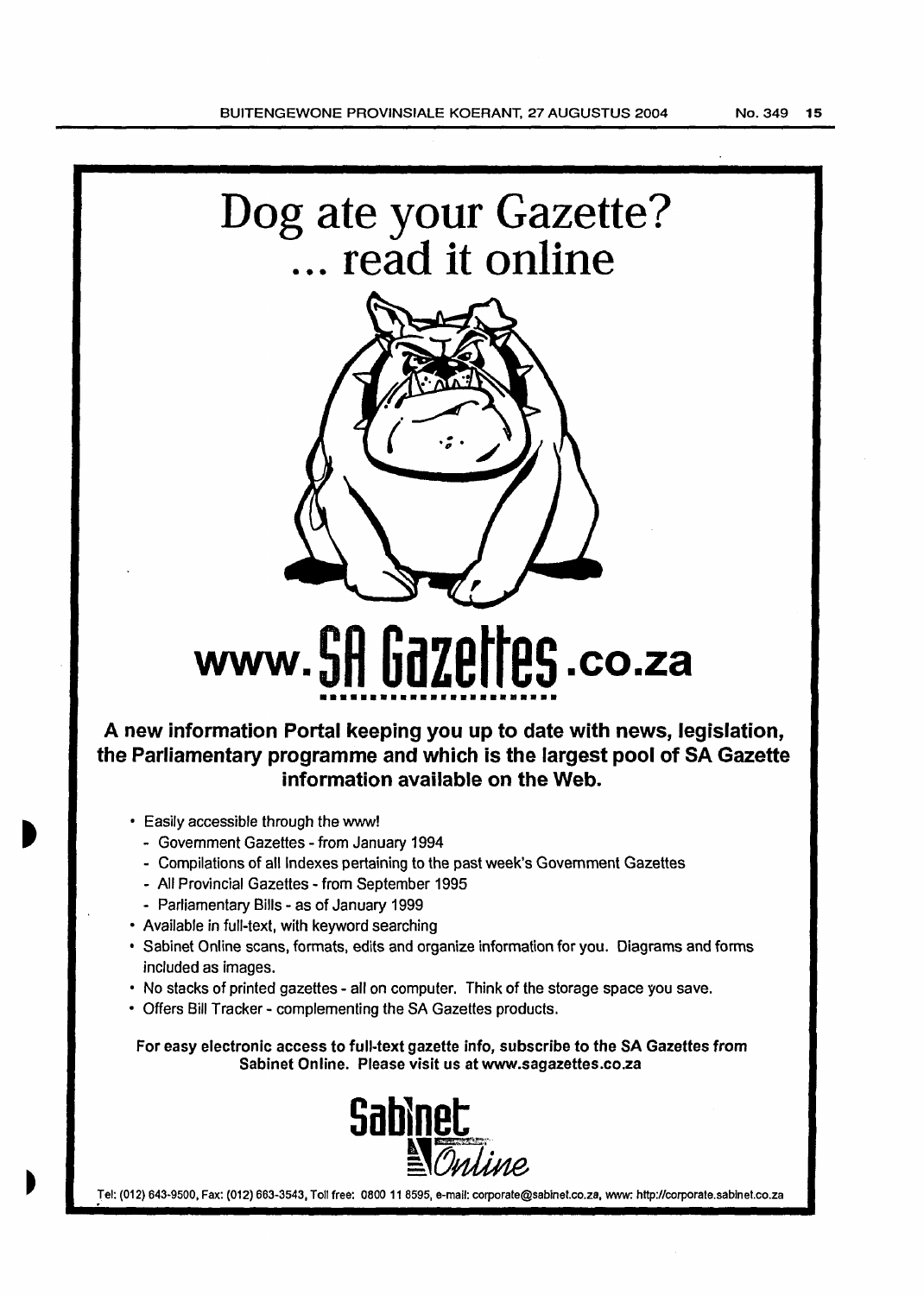# Dog ate your Gazette?
# ... read it online

# www.SA Gazettes.co.za

**A new information Portal keeping you up to date with news, legislation, the Parliamentary programme and which is the largest pool of SA Gazette information available on the Web.**

- Easily accessible through the www!
  - Government Gazettes - from January 1994
  - Compilations of all Indexes pertaining to the past week's Government Gazettes
  - All Provincial Gazettes - from September 1995
  - Parliamentary Bills - as of January 1999
- Available in full-text, with keyword searching
- Sabinet Online scans, formats, edits and organize information for you. Diagrams and forms included as images.
- No stacks of printed gazettes - all on computer. Think of the storage space you save.
- Offers Bill Tracker - complementing the SA Gazettes products.

**For easy electronic access to full-text gazette info, subscribe to the SA Gazettes from Sabinet Online. Please visit us at www.sagazettes.co.za**

**Sabinet Online**

Tel: (012) 643-9500, Fax: (012) 663-3543, Toll free: 0800 11 8595, e-mail: corporate@sabinet.co.za, www: http://corporate.sabinet.co.za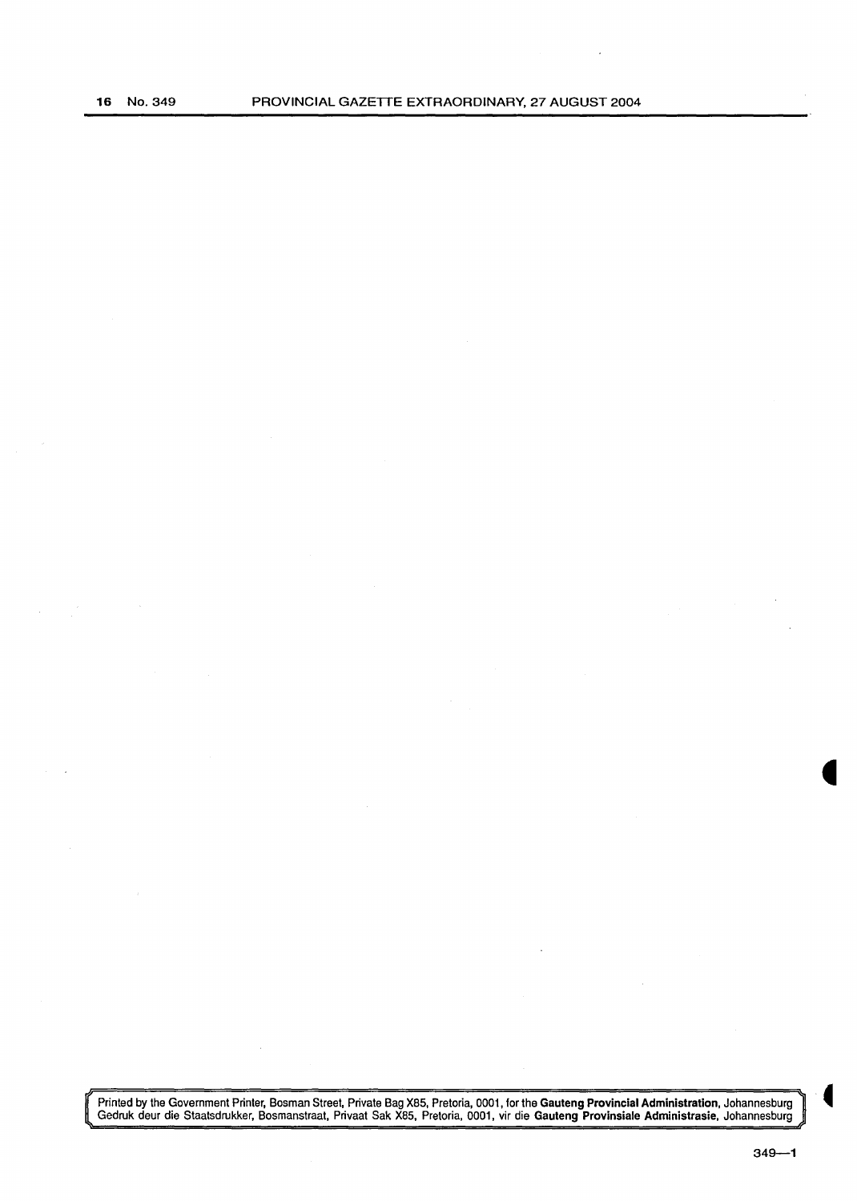Printed by the Government Printer, Bosman Street, Private Bag X85, Pretoria, 0001, for the **Gauteng Provincial Administration**, Johannesburg
Gedruk deur die Staatsdrukker, Bosmanstraat, Privaat Sak X85, Pretoria, 0001, vir die **Gauteng Provinsiale Administrasie**, Johannesburg

349—1